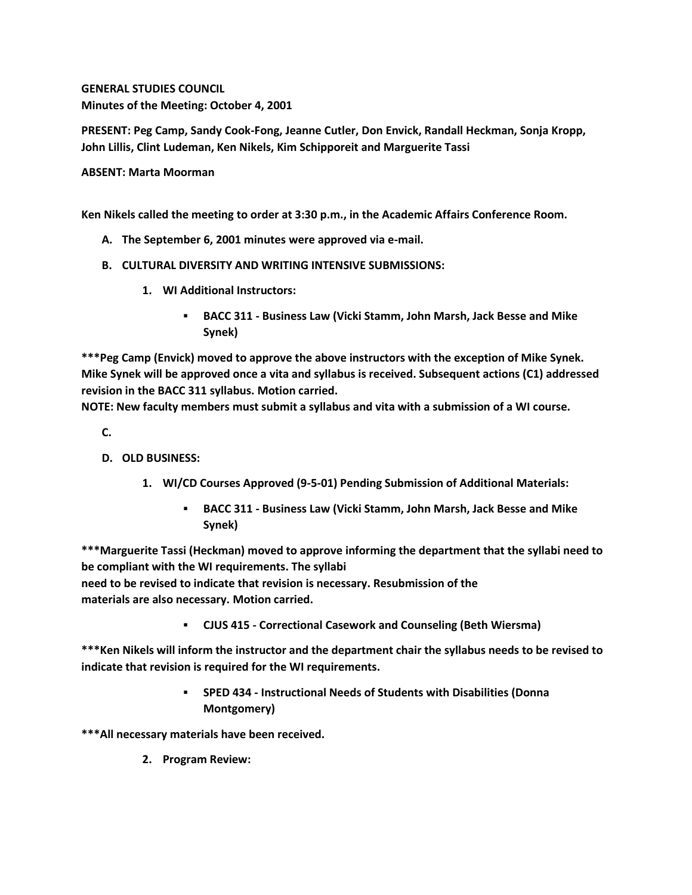**GENERAL STUDIES COUNCIL**
**Minutes of the Meeting: October 4, 2001**

**PRESENT: Peg Camp, Sandy Cook-Fong, Jeanne Cutler, Don Envick, Randall Heckman, Sonja Kropp, John Lillis, Clint Ludeman, Ken Nikels, Kim Schipporeit and Marguerite Tassi**

**ABSENT: Marta Moorman**

**Ken Nikels called the meeting to order at 3:30 p.m., in the Academic Affairs Conference Room.**

A. **The September 6, 2001 minutes were approved via e-mail.**

B. **CULTURAL DIVERSITY AND WRITING INTENSIVE SUBMISSIONS:**

   1. **WI Additional Instructors:**

      - **BACC 311 - Business Law (Vicki Stamm, John Marsh, Jack Besse and Mike Synek)**

**\*\*\*Peg Camp (Envick) moved to approve the above instructors with the exception of Mike Synek. Mike Synek will be approved once a vita and syllabus is received. Subsequent actions (C1) addressed revision in the BACC 311 syllabus. Motion carried.**
**NOTE: New faculty members must submit a syllabus and vita with a submission of a WI course.**

C.

D. **OLD BUSINESS:**

   1. **WI/CD Courses Approved (9-5-01) Pending Submission of Additional Materials:**

      - **BACC 311 - Business Law (Vicki Stamm, John Marsh, Jack Besse and Mike Synek)**

**\*\*\*Marguerite Tassi (Heckman) moved to approve informing the department that the syllabi need to be compliant with the WI requirements. The syllabi need to be revised to indicate that revision is necessary. Resubmission of the materials are also necessary. Motion carried.**

      - **CJUS 415 - Correctional Casework and Counseling (Beth Wiersma)**

**\*\*\*Ken Nikels will inform the instructor and the department chair the syllabus needs to be revised to indicate that revision is required for the WI requirements.**

      - **SPED 434 - Instructional Needs of Students with Disabilities (Donna Montgomery)**

**\*\*\*All necessary materials have been received.**

   2. **Program Review:**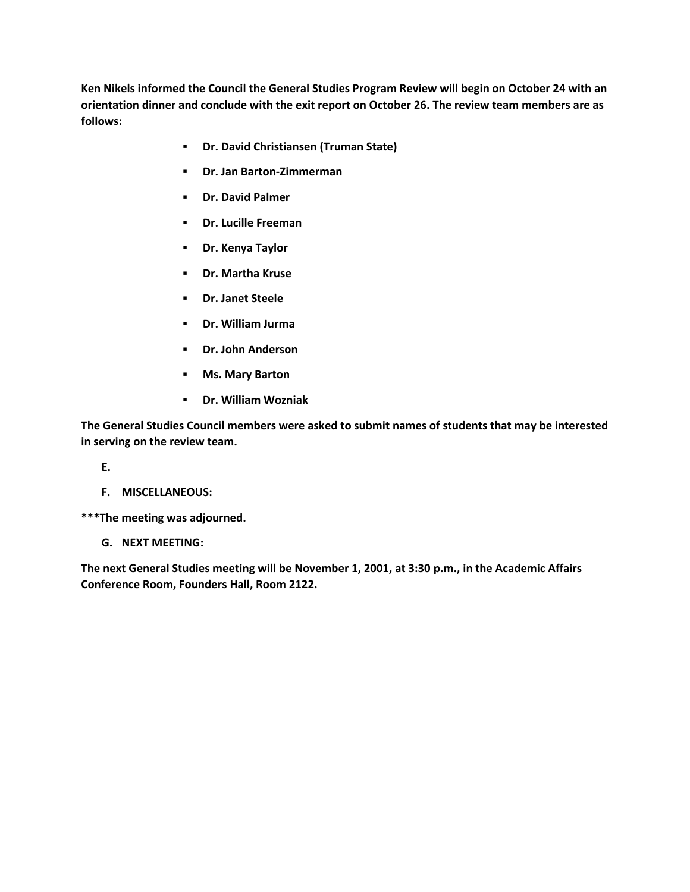**Ken Nikels informed the Council the General Studies Program Review will begin on October 24 with an orientation dinner and conclude with the exit report on October 26. The review team members are as follows:**

- **Dr. David Christiansen (Truman State)**
- **Dr. Jan Barton-Zimmerman**
- **Dr. David Palmer**
- **Dr. Lucille Freeman**
- **Dr. Kenya Taylor**
- **Dr. Martha Kruse**
- **Dr. Janet Steele**
- **Dr. William Jurma**
- **Dr. John Anderson**
- **Ms. Mary Barton**
- **Dr. William Wozniak**

**The General Studies Council members were asked to submit names of students that may be interested in serving on the review team.**

**E.**

**F. MISCELLANEOUS:**

*****The meeting was adjourned.**

**G. NEXT MEETING:**

**The next General Studies meeting will be November 1, 2001, at 3:30 p.m., in the Academic Affairs Conference Room, Founders Hall, Room 2122.**